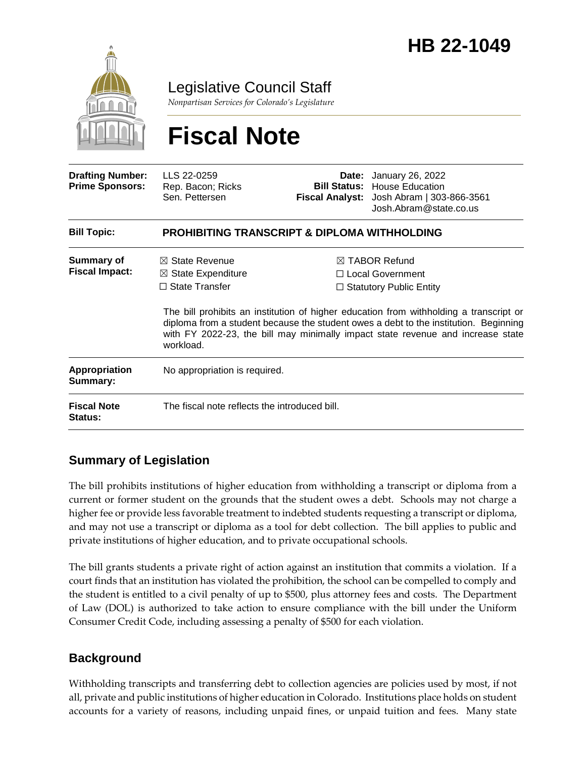# HB 22-1049

## Legislative Council Staff

*Nonpartisan Services for Colorado's Legislature*

# Fiscal Note

| | | | |
|---|---|---|---|
| **Drafting Number:** | LLS 22-0259 | **Date:** | January 26, 2022 |
| **Prime Sponsors:** | Rep. Bacon; Ricks<br>Sen. Pettersen | **Bill Status:** | House Education |
| | | **Fiscal Analyst:** | Josh Abram \| 303-866-3561<br>Josh.Abram@state.co.us |

| | |
|---|---|
| **Bill Topic:** | **PROHIBITING TRANSCRIPT & DIPLOMA WITHHOLDING** |
| **Summary of Fiscal Impact:** | ☒ State Revenue<br>☒ State Expenditure<br>☐ State Transfer<br>☒ TABOR Refund<br>☐ Local Government<br>☐ Statutory Public Entity<br><br>The bill prohibits an institution of higher education from withholding a transcript or diploma from a student because the student owes a debt to the institution. Beginning with FY 2022-23, the bill may minimally impact state revenue and increase state workload. |
| **Appropriation Summary:** | No appropriation is required. |
| **Fiscal Note Status:** | The fiscal note reflects the introduced bill. |

## Summary of Legislation

The bill prohibits institutions of higher education from withholding a transcript or diploma from a current or former student on the grounds that the student owes a debt. Schools may not charge a higher fee or provide less favorable treatment to indebted students requesting a transcript or diploma, and may not use a transcript or diploma as a tool for debt collection. The bill applies to public and private institutions of higher education, and to private occupational schools.

The bill grants students a private right of action against an institution that commits a violation. If a court finds that an institution has violated the prohibition, the school can be compelled to comply and the student is entitled to a civil penalty of up to $500, plus attorney fees and costs. The Department of Law (DOL) is authorized to take action to ensure compliance with the bill under the Uniform Consumer Credit Code, including assessing a penalty of $500 for each violation.

## Background

Withholding transcripts and transferring debt to collection agencies are policies used by most, if not all, private and public institutions of higher education in Colorado. Institutions place holds on student accounts for a variety of reasons, including unpaid fines, or unpaid tuition and fees. Many state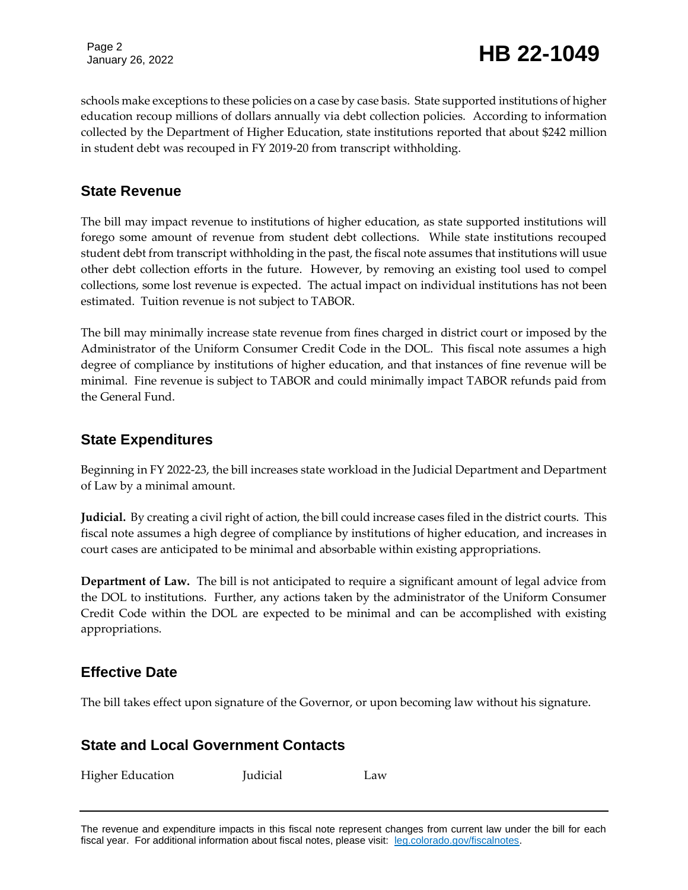schools make exceptions to these policies on a case by case basis. State supported institutions of higher education recoup millions of dollars annually via debt collection policies. According to information collected by the Department of Higher Education, state institutions reported that about $242 million in student debt was recouped in FY 2019-20 from transcript withholding.

## State Revenue

The bill may impact revenue to institutions of higher education, as state supported institutions will forego some amount of revenue from student debt collections. While state institutions recouped student debt from transcript withholding in the past, the fiscal note assumes that institutions will usue other debt collection efforts in the future. However, by removing an existing tool used to compel collections, some lost revenue is expected. The actual impact on individual institutions has not been estimated. Tuition revenue is not subject to TABOR.

The bill may minimally increase state revenue from fines charged in district court or imposed by the Administrator of the Uniform Consumer Credit Code in the DOL. This fiscal note assumes a high degree of compliance by institutions of higher education, and that instances of fine revenue will be minimal. Fine revenue is subject to TABOR and could minimally impact TABOR refunds paid from the General Fund.

## State Expenditures

Beginning in FY 2022-23, the bill increases state workload in the Judicial Department and Department of Law by a minimal amount.

**Judicial.** By creating a civil right of action, the bill could increase cases filed in the district courts. This fiscal note assumes a high degree of compliance by institutions of higher education, and increases in court cases are anticipated to be minimal and absorbable within existing appropriations.

**Department of Law.** The bill is not anticipated to require a significant amount of legal advice from the DOL to institutions. Further, any actions taken by the administrator of the Uniform Consumer Credit Code within the DOL are expected to be minimal and can be accomplished with existing appropriations.

## Effective Date

The bill takes effect upon signature of the Governor, or upon becoming law without his signature.

## State and Local Government Contacts

Higher Education Judicial Law

The revenue and expenditure impacts in this fiscal note represent changes from current law under the bill for each fiscal year. For additional information about fiscal notes, please visit: leg.colorado.gov/fiscalnotes.